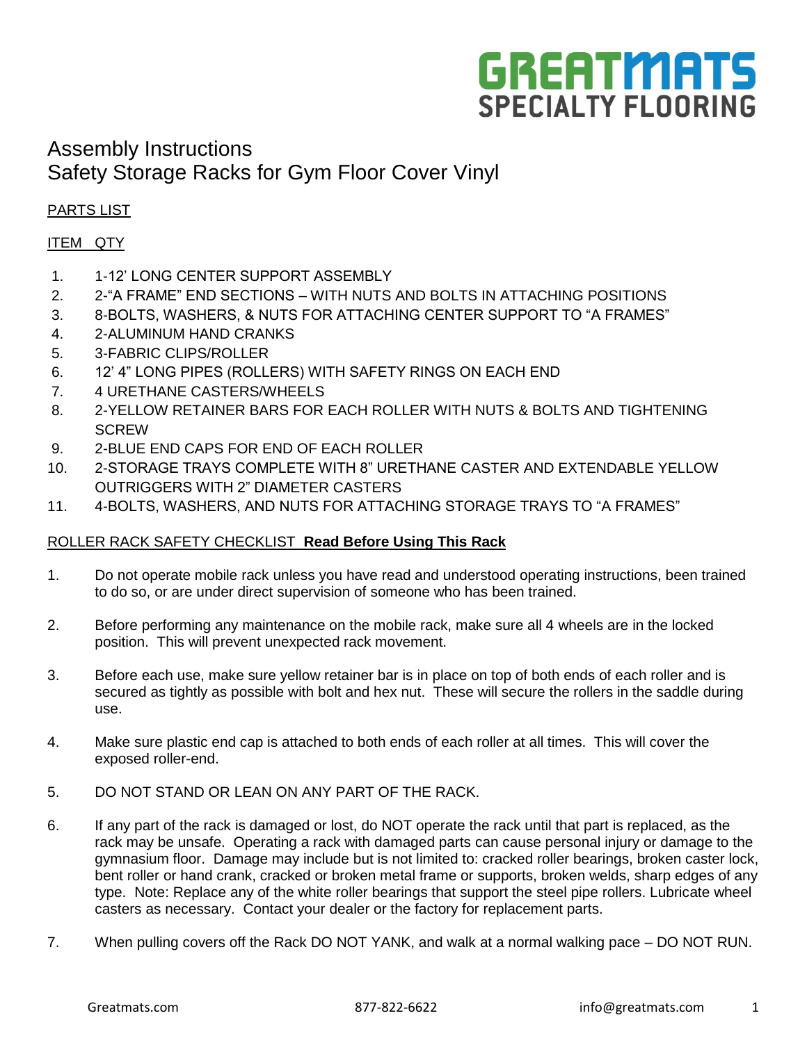GREATMATS
SPECIALTY FLOORING

# Assembly Instructions
# Safety Storage Racks for Gym Floor Cover Vinyl

PARTS LIST

ITEM QTY

1. 1-12' LONG CENTER SUPPORT ASSEMBLY
2. 2-"A FRAME" END SECTIONS – WITH NUTS AND BOLTS IN ATTACHING POSITIONS
3. 8-BOLTS, WASHERS, & NUTS FOR ATTACHING CENTER SUPPORT TO "A FRAMES"
4. 2-ALUMINUM HAND CRANKS
5. 3-FABRIC CLIPS/ROLLER
6. 12' 4" LONG PIPES (ROLLERS) WITH SAFETY RINGS ON EACH END
7. 4 URETHANE CASTERS/WHEELS
8. 2-YELLOW RETAINER BARS FOR EACH ROLLER WITH NUTS & BOLTS AND TIGHTENING SCREW
9. 2-BLUE END CAPS FOR END OF EACH ROLLER
10. 2-STORAGE TRAYS COMPLETE WITH 8" URETHANE CASTER AND EXTENDABLE YELLOW OUTRIGGERS WITH 2" DIAMETER CASTERS
11. 4-BOLTS, WASHERS, AND NUTS FOR ATTACHING STORAGE TRAYS TO "A FRAMES"

ROLLER RACK SAFETY CHECKLIST **Read Before Using This Rack**

1. Do not operate mobile rack unless you have read and understood operating instructions, been trained to do so, or are under direct supervision of someone who has been trained.
2. Before performing any maintenance on the mobile rack, make sure all 4 wheels are in the locked position. This will prevent unexpected rack movement.
3. Before each use, make sure yellow retainer bar is in place on top of both ends of each roller and is secured as tightly as possible with bolt and hex nut. These will secure the rollers in the saddle during use.
4. Make sure plastic end cap is attached to both ends of each roller at all times. This will cover the exposed roller-end.
5. DO NOT STAND OR LEAN ON ANY PART OF THE RACK.
6. If any part of the rack is damaged or lost, do NOT operate the rack until that part is replaced, as the rack may be unsafe. Operating a rack with damaged parts can cause personal injury or damage to the gymnasium floor. Damage may include but is not limited to: cracked roller bearings, broken caster lock, bent roller or hand crank, cracked or broken metal frame or supports, broken welds, sharp edges of any type. Note: Replace any of the white roller bearings that support the steel pipe rollers. Lubricate wheel casters as necessary. Contact your dealer or the factory for replacement parts.
7. When pulling covers off the Rack DO NOT YANK, and walk at a normal walking pace – DO NOT RUN.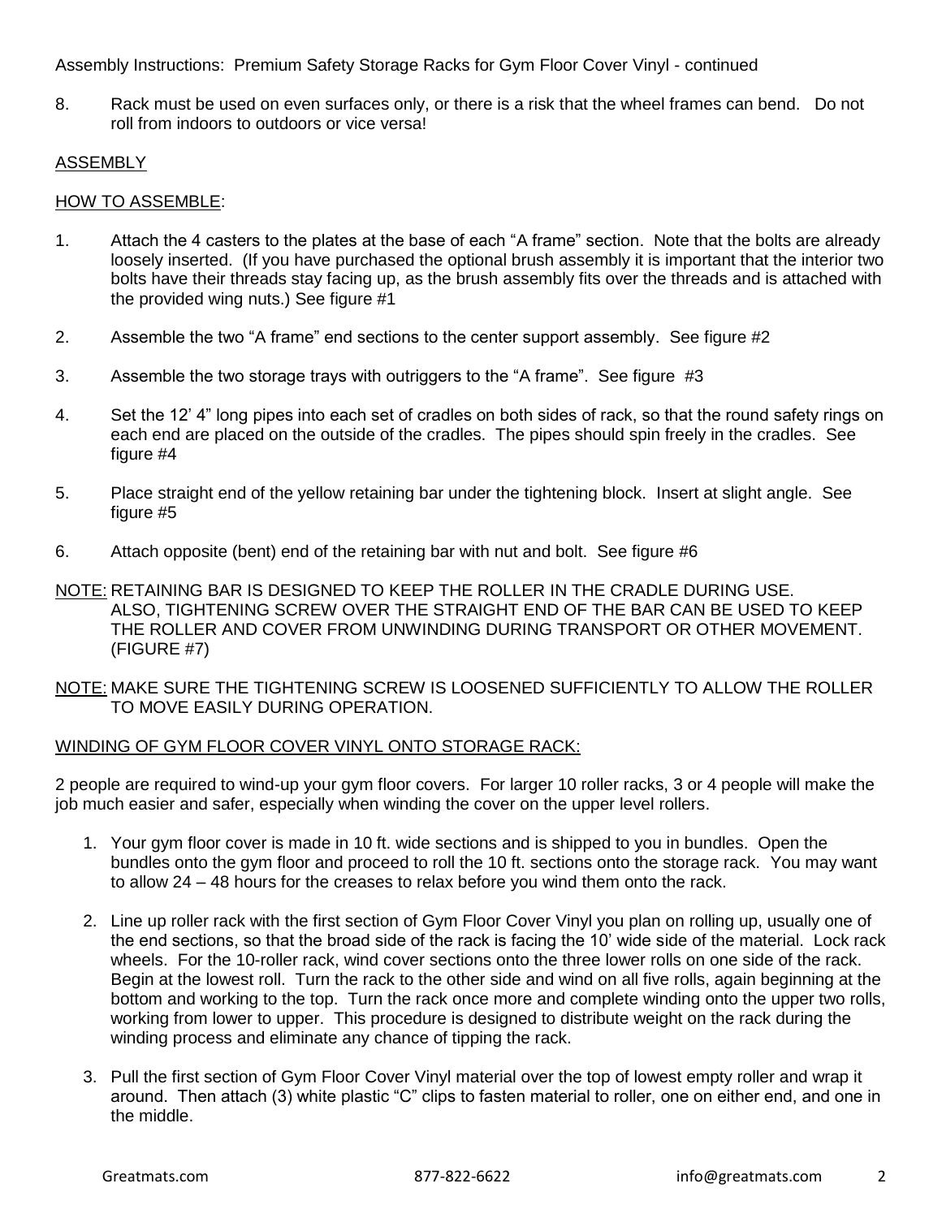Assembly Instructions: Premium Safety Storage Racks for Gym Floor Cover Vinyl - continued

8. Rack must be used on even surfaces only, or there is a risk that the wheel frames can bend. Do not roll from indoors to outdoors or vice versa!

## ASSEMBLY

### HOW TO ASSEMBLE:

1. Attach the 4 casters to the plates at the base of each "A frame" section. Note that the bolts are already loosely inserted. (If you have purchased the optional brush assembly it is important that the interior two bolts have their threads stay facing up, as the brush assembly fits over the threads and is attached with the provided wing nuts.) See figure #1
2. Assemble the two "A frame" end sections to the center support assembly. See figure #2
3. Assemble the two storage trays with outriggers to the "A frame". See figure #3
4. Set the 12' 4" long pipes into each set of cradles on both sides of rack, so that the round safety rings on each end are placed on the outside of the cradles. The pipes should spin freely in the cradles. See figure #4
5. Place straight end of the yellow retaining bar under the tightening block. Insert at slight angle. See figure #5
6. Attach opposite (bent) end of the retaining bar with nut and bolt. See figure #6

NOTE: RETAINING BAR IS DESIGNED TO KEEP THE ROLLER IN THE CRADLE DURING USE. ALSO, TIGHTENING SCREW OVER THE STRAIGHT END OF THE BAR CAN BE USED TO KEEP THE ROLLER AND COVER FROM UNWINDING DURING TRANSPORT OR OTHER MOVEMENT. (FIGURE #7)

NOTE: MAKE SURE THE TIGHTENING SCREW IS LOOSENED SUFFICIENTLY TO ALLOW THE ROLLER TO MOVE EASILY DURING OPERATION.

### WINDING OF GYM FLOOR COVER VINYL ONTO STORAGE RACK:

2 people are required to wind-up your gym floor covers. For larger 10 roller racks, 3 or 4 people will make the job much easier and safer, especially when winding the cover on the upper level rollers.

1. Your gym floor cover is made in 10 ft. wide sections and is shipped to you in bundles. Open the bundles onto the gym floor and proceed to roll the 10 ft. sections onto the storage rack. You may want to allow 24 – 48 hours for the creases to relax before you wind them onto the rack.
2. Line up roller rack with the first section of Gym Floor Cover Vinyl you plan on rolling up, usually one of the end sections, so that the broad side of the rack is facing the 10' wide side of the material. Lock rack wheels. For the 10-roller rack, wind cover sections onto the three lower rolls on one side of the rack. Begin at the lowest roll. Turn the rack to the other side and wind on all five rolls, again beginning at the bottom and working to the top. Turn the rack once more and complete winding onto the upper two rolls, working from lower to upper. This procedure is designed to distribute weight on the rack during the winding process and eliminate any chance of tipping the rack.
3. Pull the first section of Gym Floor Cover Vinyl material over the top of lowest empty roller and wrap it around. Then attach (3) white plastic "C" clips to fasten material to roller, one on either end, and one in the middle.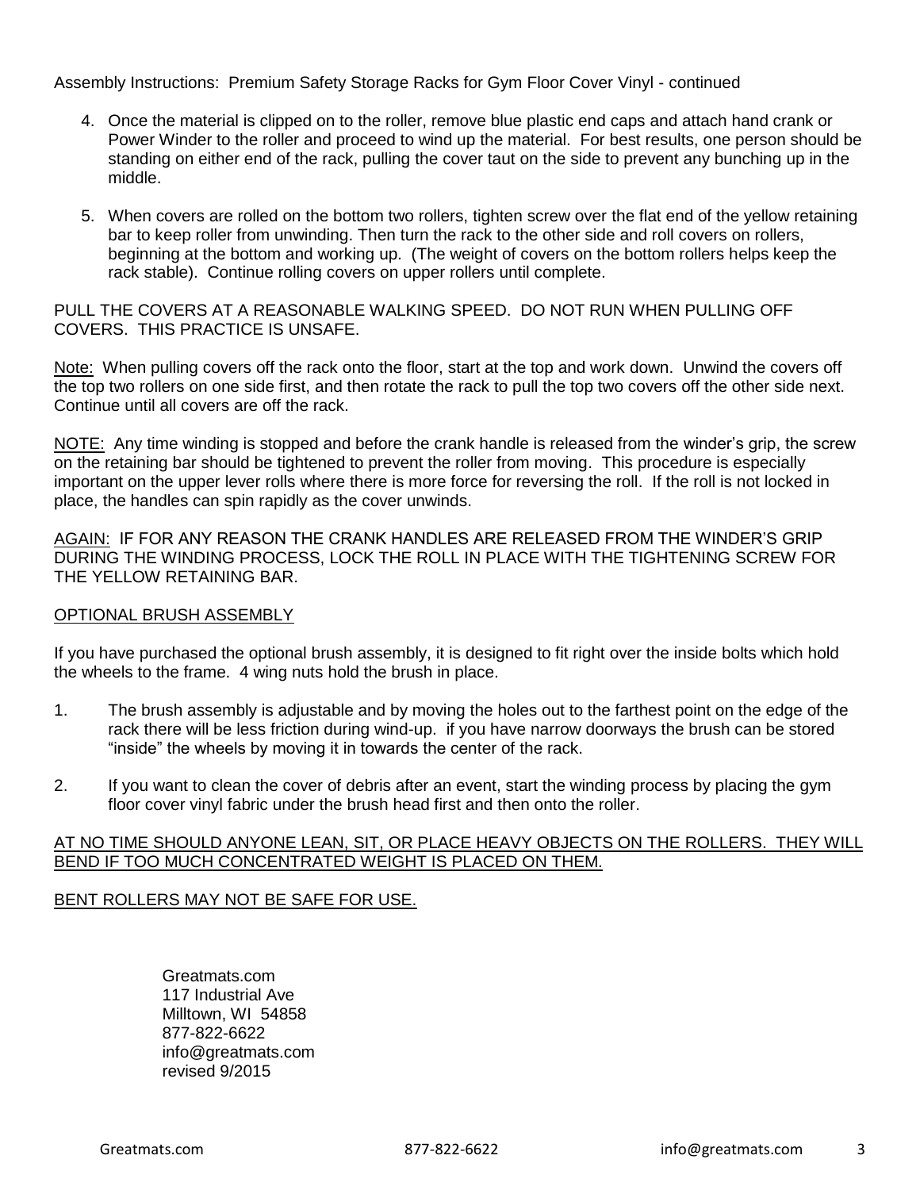Assembly Instructions: Premium Safety Storage Racks for Gym Floor Cover Vinyl - continued

4. Once the material is clipped on to the roller, remove blue plastic end caps and attach hand crank or Power Winder to the roller and proceed to wind up the material. For best results, one person should be standing on either end of the rack, pulling the cover taut on the side to prevent any bunching up in the middle.

5. When covers are rolled on the bottom two rollers, tighten screw over the flat end of the yellow retaining bar to keep roller from unwinding. Then turn the rack to the other side and roll covers on rollers, beginning at the bottom and working up. (The weight of covers on the bottom rollers helps keep the rack stable). Continue rolling covers on upper rollers until complete.

PULL THE COVERS AT A REASONABLE WALKING SPEED. DO NOT RUN WHEN PULLING OFF COVERS. THIS PRACTICE IS UNSAFE.

<u>Note:</u> When pulling covers off the rack onto the floor, start at the top and work down. Unwind the covers off the top two rollers on one side first, and then rotate the rack to pull the top two covers off the other side next. Continue until all covers are off the rack.

<u>NOTE:</u> Any time winding is stopped and before the crank handle is released from the winder's grip, the screw on the retaining bar should be tightened to prevent the roller from moving. This procedure is especially important on the upper lever rolls where there is more force for reversing the roll. If the roll is not locked in place, the handles can spin rapidly as the cover unwinds.

<u>AGAIN:</u> IF FOR ANY REASON THE CRANK HANDLES ARE RELEASED FROM THE WINDER'S GRIP DURING THE WINDING PROCESS, LOCK THE ROLL IN PLACE WITH THE TIGHTENING SCREW FOR THE YELLOW RETAINING BAR.

<u>OPTIONAL BRUSH ASSEMBLY</u>

If you have purchased the optional brush assembly, it is designed to fit right over the inside bolts which hold the wheels to the frame. 4 wing nuts hold the brush in place.

1. The brush assembly is adjustable and by moving the holes out to the farthest point on the edge of the rack there will be less friction during wind-up. if you have narrow doorways the brush can be stored "inside" the wheels by moving it in towards the center of the rack.

2. If you want to clean the cover of debris after an event, start the winding process by placing the gym floor cover vinyl fabric under the brush head first and then onto the roller.

<u>AT NO TIME SHOULD ANYONE LEAN, SIT, OR PLACE HEAVY OBJECTS ON THE ROLLERS. THEY WILL BEND IF TOO MUCH CONCENTRATED WEIGHT IS PLACED ON THEM.</u>

<u>BENT ROLLERS MAY NOT BE SAFE FOR USE.</u>

Greatmats.com
117 Industrial Ave
Milltown, WI 54858
877-822-6622
info@greatmats.com
revised 9/2015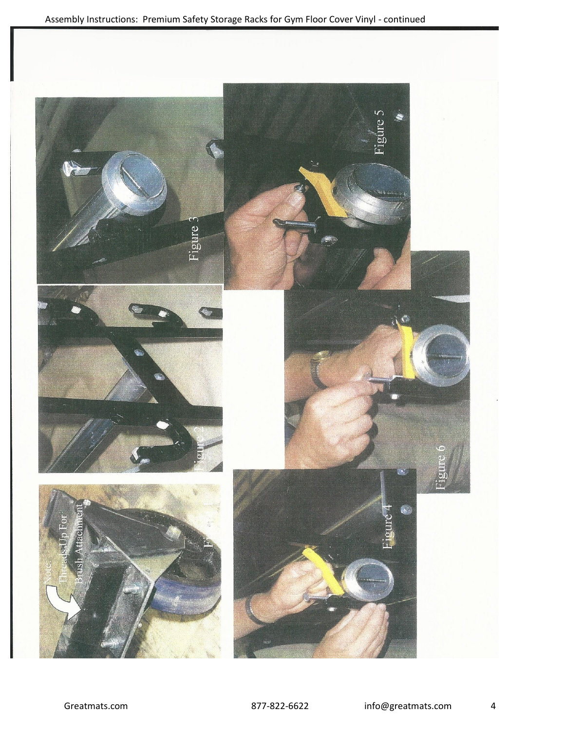Figure 3

Figure 5

Figure 2

Figure 6

Note: Threads Up For Brush Attachment

Figure 1

Figure 4